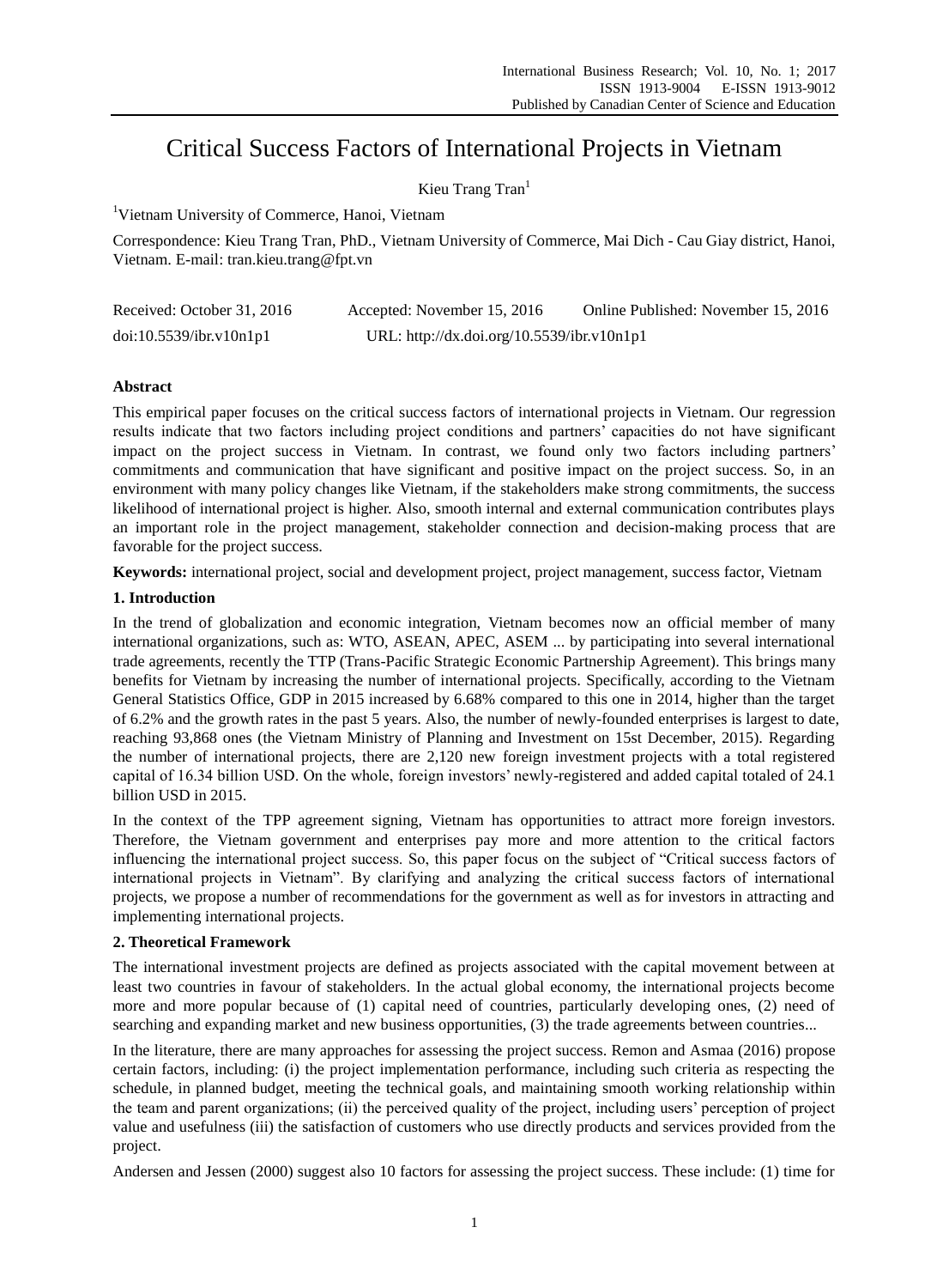# Critical Success Factors of International Projects in Vietnam

Kieu Trang Tran[1]

[1]Vietnam University of Commerce, Hanoi, Vietnam

Correspondence: Kieu Trang Tran, PhD., Vietnam University of Commerce, Mai Dich - Cau Giay district, Hanoi, Vietnam. E-mail: tran.kieu.trang@fpt.vn

Received: October 31, 2016 Accepted: November 15, 2016 Online Published: November 15, 2016

doi:10.5539/ibr.v10n1p1 URL: http://dx.doi.org/10.5539/ibr.v10n1p1

## Abstract

This empirical paper focuses on the critical success factors of international projects in Vietnam. Our regression results indicate that two factors including project conditions and partners' capacities do not have significant impact on the project success in Vietnam. In contrast, we found only two factors including partners' commitments and communication that have significant and positive impact on the project success. So, in an environment with many policy changes like Vietnam, if the stakeholders make strong commitments, the success likelihood of international project is higher. Also, smooth internal and external communication contributes plays an important role in the project management, stakeholder connection and decision-making process that are favorable for the project success.

**Keywords:** international project, social and development project, project management, success factor, Vietnam

## 1. Introduction

In the trend of globalization and economic integration, Vietnam becomes now an official member of many international organizations, such as: WTO, ASEAN, APEC, ASEM ... by participating into several international trade agreements, recently the TTP (Trans-Pacific Strategic Economic Partnership Agreement). This brings many benefits for Vietnam by increasing the number of international projects. Specifically, according to the Vietnam General Statistics Office, GDP in 2015 increased by 6.68% compared to this one in 2014, higher than the target of 6.2% and the growth rates in the past 5 years. Also, the number of newly-founded enterprises is largest to date, reaching 93,868 ones (the Vietnam Ministry of Planning and Investment on 15st December, 2015). Regarding the number of international projects, there are 2,120 new foreign investment projects with a total registered capital of 16.34 billion USD. On the whole, foreign investors' newly-registered and added capital totaled of 24.1 billion USD in 2015.

In the context of the TPP agreement signing, Vietnam has opportunities to attract more foreign investors. Therefore, the Vietnam government and enterprises pay more and more attention to the critical factors influencing the international project success. So, this paper focus on the subject of "Critical success factors of international projects in Vietnam". By clarifying and analyzing the critical success factors of international projects, we propose a number of recommendations for the government as well as for investors in attracting and implementing international projects.

## 2. Theoretical Framework

The international investment projects are defined as projects associated with the capital movement between at least two countries in favour of stakeholders. In the actual global economy, the international projects become more and more popular because of (1) capital need of countries, particularly developing ones, (2) need of searching and expanding market and new business opportunities, (3) the trade agreements between countries...

In the literature, there are many approaches for assessing the project success. Remon and Asmaa (2016) propose certain factors, including: (i) the project implementation performance, including such criteria as respecting the schedule, in planned budget, meeting the technical goals, and maintaining smooth working relationship within the team and parent organizations; (ii) the perceived quality of the project, including users' perception of project value and usefulness (iii) the satisfaction of customers who use directly products and services provided from the project.

Andersen and Jessen (2000) suggest also 10 factors for assessing the project success. These include: (1) time for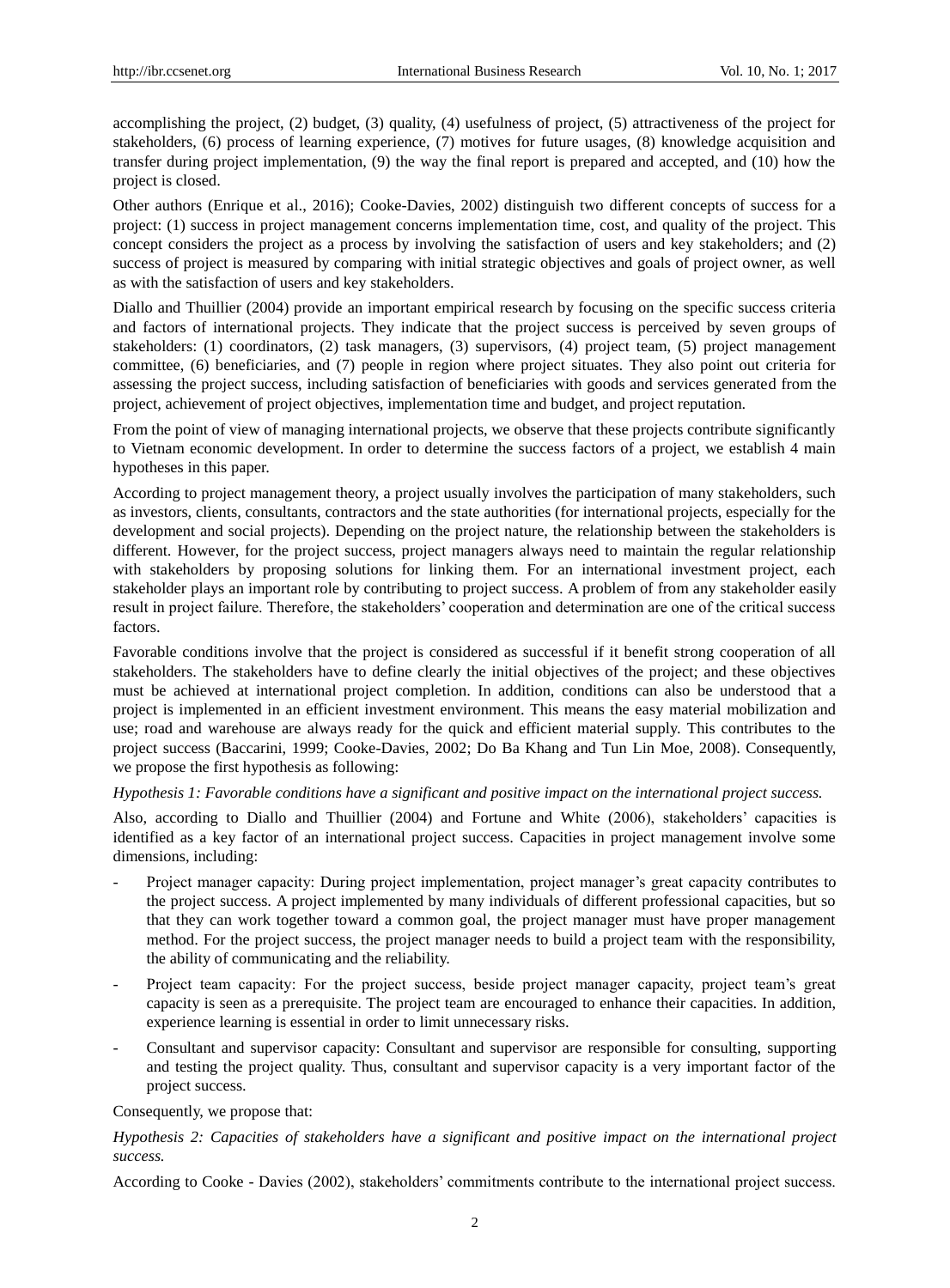accomplishing the project, (2) budget, (3) quality, (4) usefulness of project, (5) attractiveness of the project for stakeholders, (6) process of learning experience, (7) motives for future usages, (8) knowledge acquisition and transfer during project implementation, (9) the way the final report is prepared and accepted, and (10) how the project is closed.

Other authors (Enrique et al., 2016); Cooke-Davies, 2002) distinguish two different concepts of success for a project: (1) success in project management concerns implementation time, cost, and quality of the project. This concept considers the project as a process by involving the satisfaction of users and key stakeholders; and (2) success of project is measured by comparing with initial strategic objectives and goals of project owner, as well as with the satisfaction of users and key stakeholders.

Diallo and Thuillier (2004) provide an important empirical research by focusing on the specific success criteria and factors of international projects. They indicate that the project success is perceived by seven groups of stakeholders: (1) coordinators, (2) task managers, (3) supervisors, (4) project team, (5) project management committee, (6) beneficiaries, and (7) people in region where project situates. They also point out criteria for assessing the project success, including satisfaction of beneficiaries with goods and services generated from the project, achievement of project objectives, implementation time and budget, and project reputation.

From the point of view of managing international projects, we observe that these projects contribute significantly to Vietnam economic development. In order to determine the success factors of a project, we establish 4 main hypotheses in this paper.

According to project management theory, a project usually involves the participation of many stakeholders, such as investors, clients, consultants, contractors and the state authorities (for international projects, especially for the development and social projects). Depending on the project nature, the relationship between the stakeholders is different. However, for the project success, project managers always need to maintain the regular relationship with stakeholders by proposing solutions for linking them. For an international investment project, each stakeholder plays an important role by contributing to project success. A problem of from any stakeholder easily result in project failure. Therefore, the stakeholders' cooperation and determination are one of the critical success factors.

Favorable conditions involve that the project is considered as successful if it benefit strong cooperation of all stakeholders. The stakeholders have to define clearly the initial objectives of the project; and these objectives must be achieved at international project completion. In addition, conditions can also be understood that a project is implemented in an efficient investment environment. This means the easy material mobilization and use; road and warehouse are always ready for the quick and efficient material supply. This contributes to the project success (Baccarini, 1999; Cooke-Davies, 2002; Do Ba Khang and Tun Lin Moe, 2008). Consequently, we propose the first hypothesis as following:

*Hypothesis 1: Favorable conditions have a significant and positive impact on the international project success.*

Also, according to Diallo and Thuillier (2004) and Fortune and White (2006), stakeholders' capacities is identified as a key factor of an international project success. Capacities in project management involve some dimensions, including:

- Project manager capacity: During project implementation, project manager's great capacity contributes to the project success. A project implemented by many individuals of different professional capacities, but so that they can work together toward a common goal, the project manager must have proper management method. For the project success, the project manager needs to build a project team with the responsibility, the ability of communicating and the reliability.
- Project team capacity: For the project success, beside project manager capacity, project team's great capacity is seen as a prerequisite. The project team are encouraged to enhance their capacities. In addition, experience learning is essential in order to limit unnecessary risks.
- Consultant and supervisor capacity: Consultant and supervisor are responsible for consulting, supporting and testing the project quality. Thus, consultant and supervisor capacity is a very important factor of the project success.

Consequently, we propose that:

*Hypothesis 2: Capacities of stakeholders have a significant and positive impact on the international project success.*

According to Cooke - Davies (2002), stakeholders' commitments contribute to the international project success.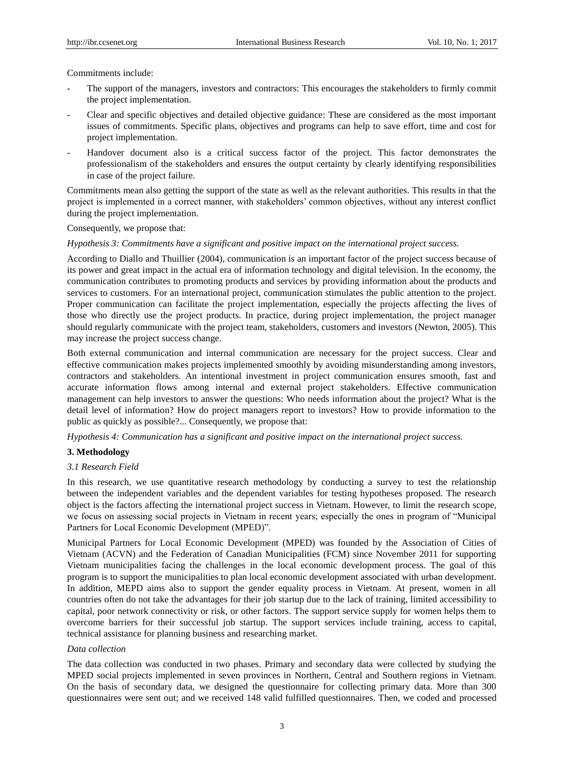Commitments include:

- The support of the managers, investors and contractors: This encourages the stakeholders to firmly commit the project implementation.
- Clear and specific objectives and detailed objective guidance: These are considered as the most important issues of commitments. Specific plans, objectives and programs can help to save effort, time and cost for project implementation.
- Handover document also is a critical success factor of the project. This factor demonstrates the professionalism of the stakeholders and ensures the output certainty by clearly identifying responsibilities in case of the project failure.

Commitments mean also getting the support of the state as well as the relevant authorities. This results in that the project is implemented in a correct manner, with stakeholders' common objectives, without any interest conflict during the project implementation.

Consequently, we propose that:

*Hypothesis 3: Commitments have a significant and positive impact on the international project success.*

According to Diallo and Thuillier (2004), communication is an important factor of the project success because of its power and great impact in the actual era of information technology and digital television. In the economy, the communication contributes to promoting products and services by providing information about the products and services to customers. For an international project, communication stimulates the public attention to the project. Proper communication can facilitate the project implementation, especially the projects affecting the lives of those who directly use the project products. In practice, during project implementation, the project manager should regularly communicate with the project team, stakeholders, customers and investors (Newton, 2005). This may increase the project success change.

Both external communication and internal communication are necessary for the project success. Clear and effective communication makes projects implemented smoothly by avoiding misunderstanding among investors, contractors and stakeholders. An intentional investment in project communication ensures smooth, fast and accurate information flows among internal and external project stakeholders. Effective communication management can help investors to answer the questions: Who needs information about the project? What is the detail level of information? How do project managers report to investors? How to provide information to the public as quickly as possible?... Consequently, we propose that:

*Hypothesis 4: Communication has a significant and positive impact on the international project success.*

## 3. Methodology

### *3.1 Research Field*

In this research, we use quantitative research methodology by conducting a survey to test the relationship between the independent variables and the dependent variables for testing hypotheses proposed. The research object is the factors affecting the international project success in Vietnam. However, to limit the research scope, we focus on assessing social projects in Vietnam in recent years; especially the ones in program of "Municipal Partners for Local Economic Development (MPED)".

Municipal Partners for Local Economic Development (MPED) was founded by the Association of Cities of Vietnam (ACVN) and the Federation of Canadian Municipalities (FCM) since November 2011 for supporting Vietnam municipalities facing the challenges in the local economic development process. The goal of this program is to support the municipalities to plan local economic development associated with urban development. In addition, MEPD aims also to support the gender equality process in Vietnam. At present, women in all countries often do not take the advantages for their job startup due to the lack of training, limited accessibility to capital, poor network connectivity or risk, or other factors. The support service supply for women helps them to overcome barriers for their successful job startup. The support services include training, access to capital, technical assistance for planning business and researching market.

*Data collection*

The data collection was conducted in two phases. Primary and secondary data were collected by studying the MPED social projects implemented in seven provinces in Northern, Central and Southern regions in Vietnam. On the basis of secondary data, we designed the questionnaire for collecting primary data. More than 300 questionnaires were sent out; and we received 148 valid fulfilled questionnaires. Then, we coded and processed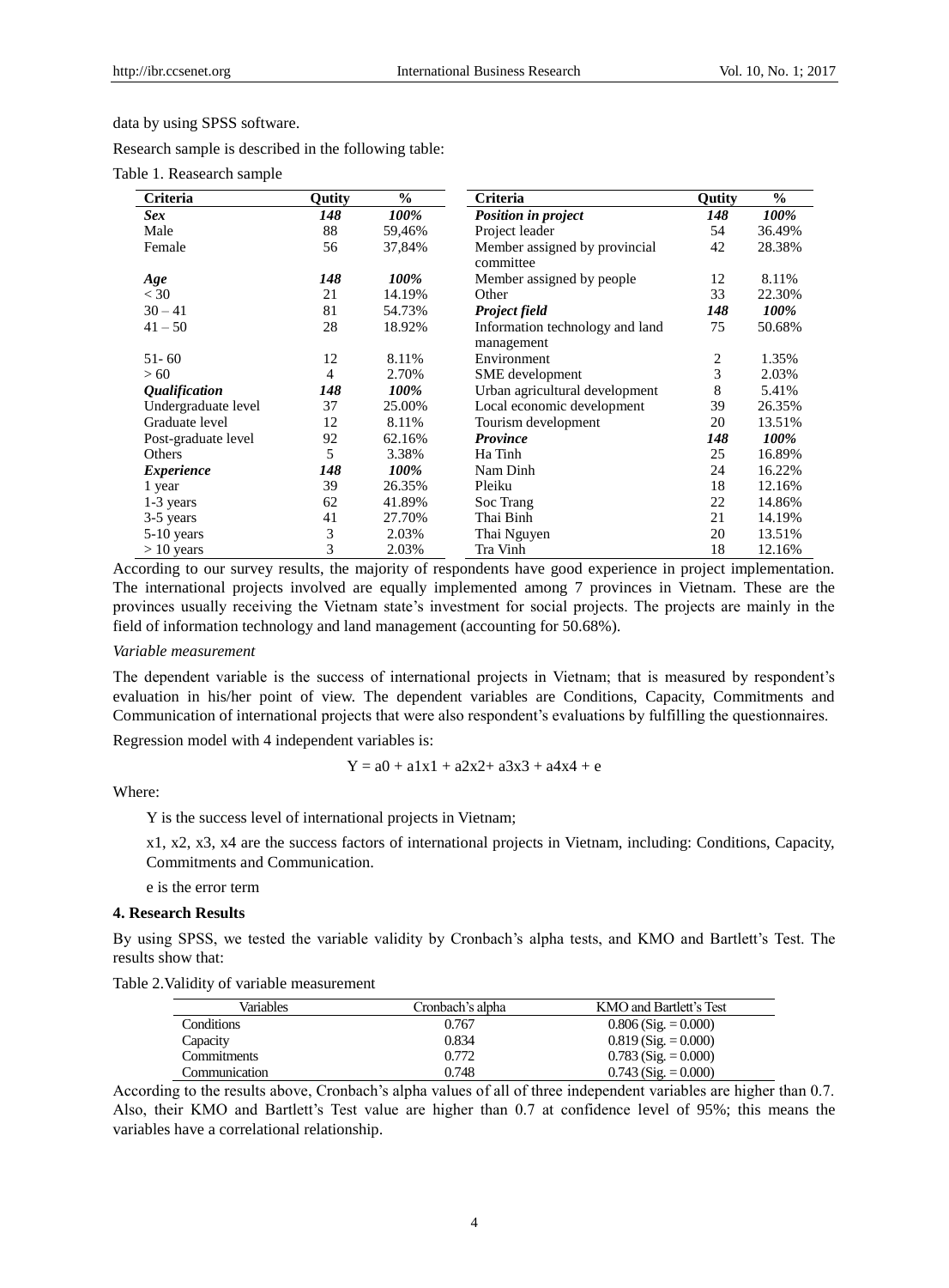data by using SPSS software.

Research sample is described in the following table:

Table 1. Reasearch sample

| Criteria | Qutity | % | Criteria | Qutity | % |
|---|---|---|---|---|---|
| ***Sex*** | ***148*** | ***100%*** | ***Position in project*** | ***148*** | ***100%*** |
| Male | 88 | 59,46% | Project leader | 54 | 36.49% |
| Female | 56 | 37,84% | Member assigned by provincial committee | 42 | 28.38% |
| ***Age*** | ***148*** | ***100%*** | Member assigned by people | 12 | 8.11% |
| < 30 | 21 | 14.19% | Other | 33 | 22.30% |
| 30 – 41 | 81 | 54.73% | ***Project field*** | ***148*** | ***100%*** |
| 41 – 50 | 28 | 18.92% | Information technology and land management | 75 | 50.68% |
| 51- 60 | 12 | 8.11% | Environment | 2 | 1.35% |
| > 60 | 4 | 2.70% | SME development | 3 | 2.03% |
| ***Qualification*** | ***148*** | ***100%*** | Urban agricultural development | 8 | 5.41% |
| Undergraduate level | 37 | 25.00% | Local economic development | 39 | 26.35% |
| Graduate level | 12 | 8.11% | Tourism development | 20 | 13.51% |
| Post-graduate level | 92 | 62.16% | ***Province*** | ***148*** | ***100%*** |
| Others | 5 | 3.38% | Ha Tinh | 25 | 16.89% |
| ***Experience*** | ***148*** | ***100%*** | Nam Dinh | 24 | 16.22% |
| 1 year | 39 | 26.35% | Pleiku | 18 | 12.16% |
| 1-3 years | 62 | 41.89% | Soc Trang | 22 | 14.86% |
| 3-5 years | 41 | 27.70% | Thai Binh | 21 | 14.19% |
| 5-10 years | 3 | 2.03% | Thai Nguyen | 20 | 13.51% |
| > 10 years | 3 | 2.03% | Tra Vinh | 18 | 12.16% |

According to our survey results, the majority of respondents have good experience in project implementation. The international projects involved are equally implemented among 7 provinces in Vietnam. These are the provinces usually receiving the Vietnam state's investment for social projects. The projects are mainly in the field of information technology and land management (accounting for 50.68%).

*Variable measurement*

The dependent variable is the success of international projects in Vietnam; that is measured by respondent's evaluation in his/her point of view. The dependent variables are Conditions, Capacity, Commitments and Communication of international projects that were also respondent's evaluations by fulfilling the questionnaires.

Regression model with 4 independent variables is:

$$Y = a0 + a1x1 + a2x2 + a3x3 + a4x4 + e$$

Where:

Y is the success level of international projects in Vietnam;

x1, x2, x3, x4 are the success factors of international projects in Vietnam, including: Conditions, Capacity, Commitments and Communication.

e is the error term

### 4. Research Results

By using SPSS, we tested the variable validity by Cronbach's alpha tests, and KMO and Bartlett's Test. The results show that:

Table 2.Validity of variable measurement

| Variables | Cronbach's alpha | KMO and Bartlett's Test |
|---|---|---|
| Conditions | 0.767 | 0.806 (Sig. = 0.000) |
| Capacity | 0.834 | 0.819 (Sig. = 0.000) |
| Commitments | 0.772 | 0.783 (Sig. = 0.000) |
| Communication | 0.748 | 0.743 (Sig. = 0.000) |

According to the results above, Cronbach's alpha values of all of three independent variables are higher than 0.7. Also, their KMO and Bartlett's Test value are higher than 0.7 at confidence level of 95%; this means the variables have a correlational relationship.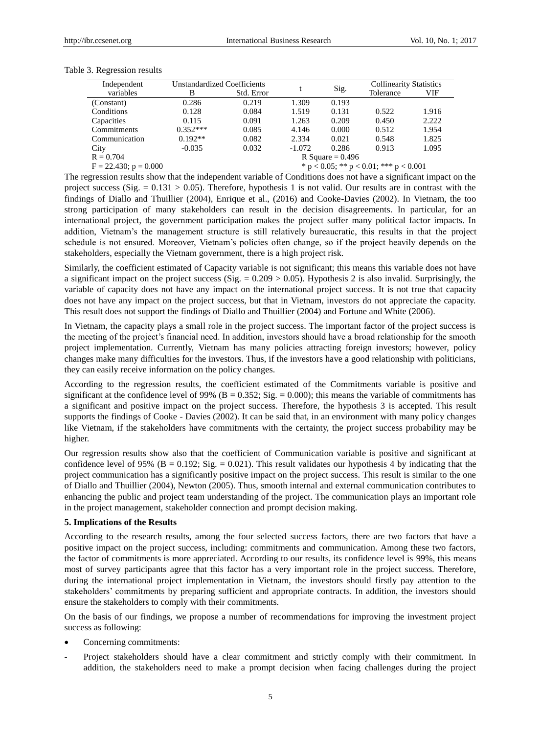Table 3. Regression results

| Independent variables | Unstandardized Coefficients | | t | Sig. | Collinearity Statistics | |
|---|---|---|---|---|---|---|
| | B | Std. Error | | | Tolerance | VIF |
| (Constant) | 0.286 | 0.219 | 1.309 | 0.193 | | |
| Conditions | 0.128 | 0.084 | 1.519 | 0.131 | 0.522 | 1.916 |
| Capacities | 0.115 | 0.091 | 1.263 | 0.209 | 0.450 | 2.222 |
| Commitments | 0.352*** | 0.085 | 4.146 | 0.000 | 0.512 | 1.954 |
| Communication | 0.192** | 0.082 | 2.334 | 0.021 | 0.548 | 1.825 |
| City | -0.035 | 0.032 | -1.072 | 0.286 | 0.913 | 1.095 |
| R = 0.704 | | | R Square = 0.496 | | | |
| F = 22.430; p = 0.000 | | | * p < 0.05; ** p < 0.01; *** p < 0.001 | | | |

The regression results show that the independent variable of Conditions does not have a significant impact on the project success (Sig. = 0.131 > 0.05). Therefore, hypothesis 1 is not valid. Our results are in contrast with the findings of Diallo and Thuillier (2004), Enrique et al., (2016) and Cooke-Davies (2002). In Vietnam, the too strong participation of many stakeholders can result in the decision disagreements. In particular, for an international project, the government participation makes the project suffer many political factor impacts. In addition, Vietnam's the management structure is still relatively bureaucratic, this results in that the project schedule is not ensured. Moreover, Vietnam's policies often change, so if the project heavily depends on the stakeholders, especially the Vietnam government, there is a high project risk.

Similarly, the coefficient estimated of Capacity variable is not significant; this means this variable does not have a significant impact on the project success (Sig. = 0.209 > 0.05). Hypothesis 2 is also invalid. Surprisingly, the variable of capacity does not have any impact on the international project success. It is not true that capacity does not have any impact on the project success, but that in Vietnam, investors do not appreciate the capacity. This result does not support the findings of Diallo and Thuillier (2004) and Fortune and White (2006).

In Vietnam, the capacity plays a small role in the project success. The important factor of the project success is the meeting of the project's financial need. In addition, investors should have a broad relationship for the smooth project implementation. Currently, Vietnam has many policies attracting foreign investors; however, policy changes make many difficulties for the investors. Thus, if the investors have a good relationship with politicians, they can easily receive information on the policy changes.

According to the regression results, the coefficient estimated of the Commitments variable is positive and significant at the confidence level of 99% (B = 0.352; Sig. = 0.000); this means the variable of commitments has a significant and positive impact on the project success. Therefore, the hypothesis 3 is accepted. This result supports the findings of Cooke - Davies (2002). It can be said that, in an environment with many policy changes like Vietnam, if the stakeholders have commitments with the certainty, the project success probability may be higher.

Our regression results show also that the coefficient of Communication variable is positive and significant at confidence level of 95% (B = 0.192; Sig. = 0.021). This result validates our hypothesis 4 by indicating that the project communication has a significantly positive impact on the project success. This result is similar to the one of Diallo and Thuillier (2004), Newton (2005). Thus, smooth internal and external communication contributes to enhancing the public and project team understanding of the project. The communication plays an important role in the project management, stakeholder connection and prompt decision making.

## 5. Implications of the Results

According to the research results, among the four selected success factors, there are two factors that have a positive impact on the project success, including: commitments and communication. Among these two factors, the factor of commitments is more appreciated. According to our results, its confidence level is 99%, this means most of survey participants agree that this factor has a very important role in the project success. Therefore, during the international project implementation in Vietnam, the investors should firstly pay attention to the stakeholders' commitments by preparing sufficient and appropriate contracts. In addition, the investors should ensure the stakeholders to comply with their commitments.

On the basis of our findings, we propose a number of recommendations for improving the investment project success as following:

- Concerning commitments:

- Project stakeholders should have a clear commitment and strictly comply with their commitment. In addition, the stakeholders need to make a prompt decision when facing challenges during the project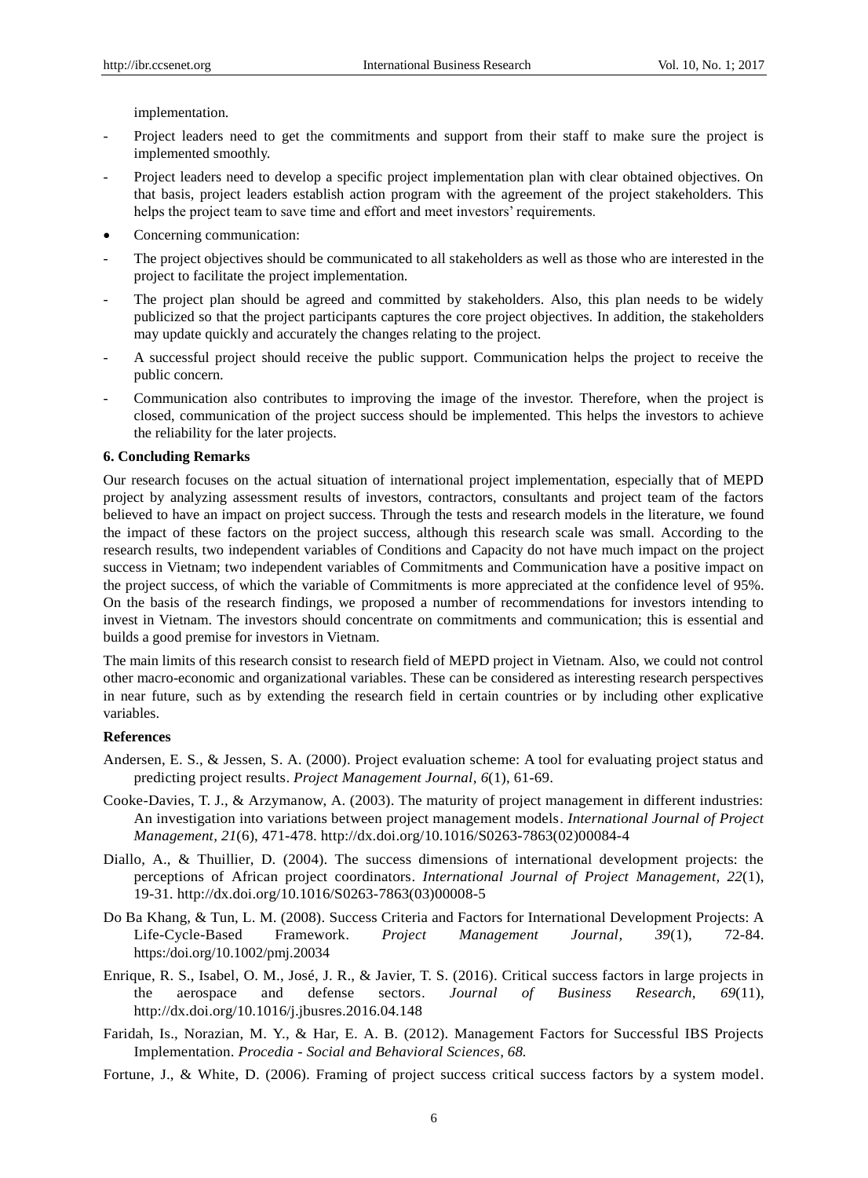implementation.

- Project leaders need to get the commitments and support from their staff to make sure the project is implemented smoothly.
- Project leaders need to develop a specific project implementation plan with clear obtained objectives. On that basis, project leaders establish action program with the agreement of the project stakeholders. This helps the project team to save time and effort and meet investors' requirements.

- Concerning communication:

- The project objectives should be communicated to all stakeholders as well as those who are interested in the project to facilitate the project implementation.
- The project plan should be agreed and committed by stakeholders. Also, this plan needs to be widely publicized so that the project participants captures the core project objectives. In addition, the stakeholders may update quickly and accurately the changes relating to the project.
- A successful project should receive the public support. Communication helps the project to receive the public concern.
- Communication also contributes to improving the image of the investor. Therefore, when the project is closed, communication of the project success should be implemented. This helps the investors to achieve the reliability for the later projects.

## 6. Concluding Remarks

Our research focuses on the actual situation of international project implementation, especially that of MEPD project by analyzing assessment results of investors, contractors, consultants and project team of the factors believed to have an impact on project success. Through the tests and research models in the literature, we found the impact of these factors on the project success, although this research scale was small. According to the research results, two independent variables of Conditions and Capacity do not have much impact on the project success in Vietnam; two independent variables of Commitments and Communication have a positive impact on the project success, of which the variable of Commitments is more appreciated at the confidence level of 95%. On the basis of the research findings, we proposed a number of recommendations for investors intending to invest in Vietnam. The investors should concentrate on commitments and communication; this is essential and builds a good premise for investors in Vietnam.

The main limits of this research consist to research field of MEPD project in Vietnam. Also, we could not control other macro-economic and organizational variables. These can be considered as interesting research perspectives in near future, such as by extending the research field in certain countries or by including other explicative variables.

## References

Andersen, E. S., & Jessen, S. A. (2000). Project evaluation scheme: A tool for evaluating project status and predicting project results. *Project Management Journal, 6*(1), 61-69.

Cooke-Davies, T. J., & Arzymanow, A. (2003). The maturity of project management in different industries: An investigation into variations between project management models. *International Journal of Project Management, 21*(6), 471-478. http://dx.doi.org/10.1016/S0263-7863(02)00084-4

Diallo, A., & Thuillier, D. (2004). The success dimensions of international development projects: the perceptions of African project coordinators. *International Journal of Project Management, 22*(1), 19-31. http://dx.doi.org/10.1016/S0263-7863(03)00008-5

Do Ba Khang, & Tun, L. M. (2008). Success Criteria and Factors for International Development Projects: A Life-Cycle-Based Framework. *Project Management Journal, 39*(1), 72-84. https:/doi.org/10.1002/pmj.20034

Enrique, R. S., Isabel, O. M., José, J. R., & Javier, T. S. (2016). Critical success factors in large projects in the aerospace and defense sectors. *Journal of Business Research, 69*(11), http://dx.doi.org/10.1016/j.jbusres.2016.04.148

Faridah, Is., Norazian, M. Y., & Har, E. A. B. (2012). Management Factors for Successful IBS Projects Implementation. *Procedia - Social and Behavioral Sciences, 68.*

Fortune, J., & White, D. (2006). Framing of project success critical success factors by a system model.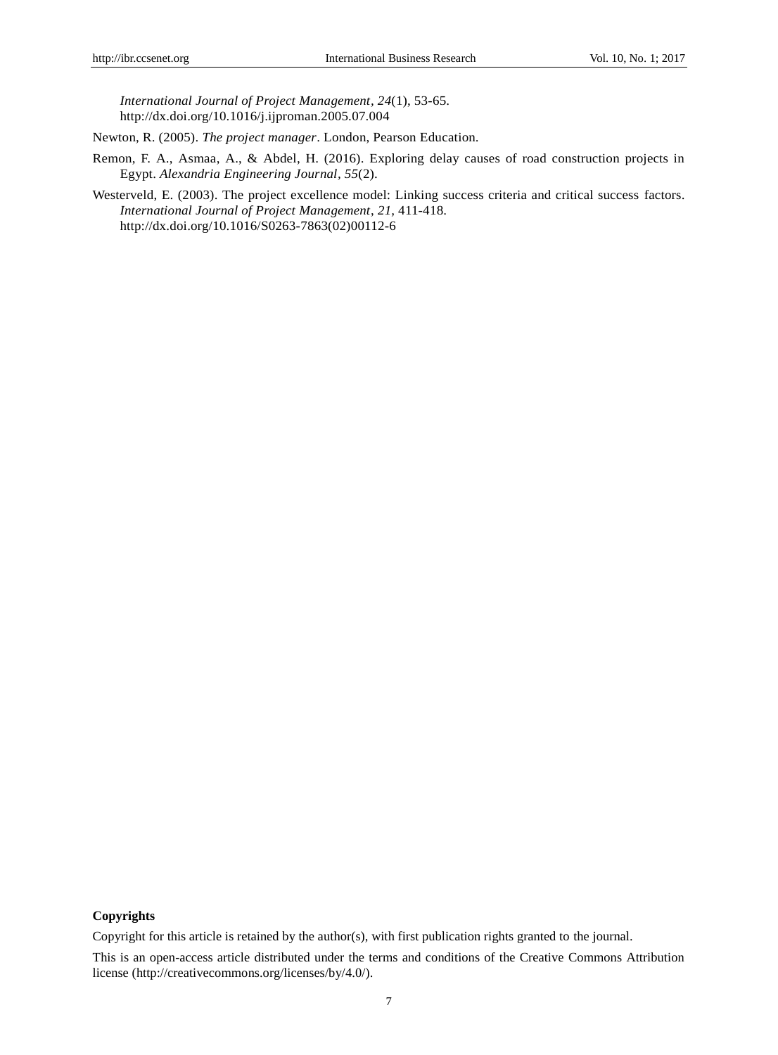*International Journal of Project Management*, *24*(1), 53-65. http://dx.doi.org/10.1016/j.ijproman.2005.07.004

Newton, R. (2005). *The project manager*. London, Pearson Education.

Remon, F. A., Asmaa, A., & Abdel, H. (2016). Exploring delay causes of road construction projects in Egypt. *Alexandria Engineering Journal*, *55*(2).

Westerveld, E. (2003). The project excellence model: Linking success criteria and critical success factors. *International Journal of Project Management*, *21*, 411-418. http://dx.doi.org/10.1016/S0263-7863(02)00112-6

**Copyrights**

Copyright for this article is retained by the author(s), with first publication rights granted to the journal.

This is an open-access article distributed under the terms and conditions of the Creative Commons Attribution license (http://creativecommons.org/licenses/by/4.0/).